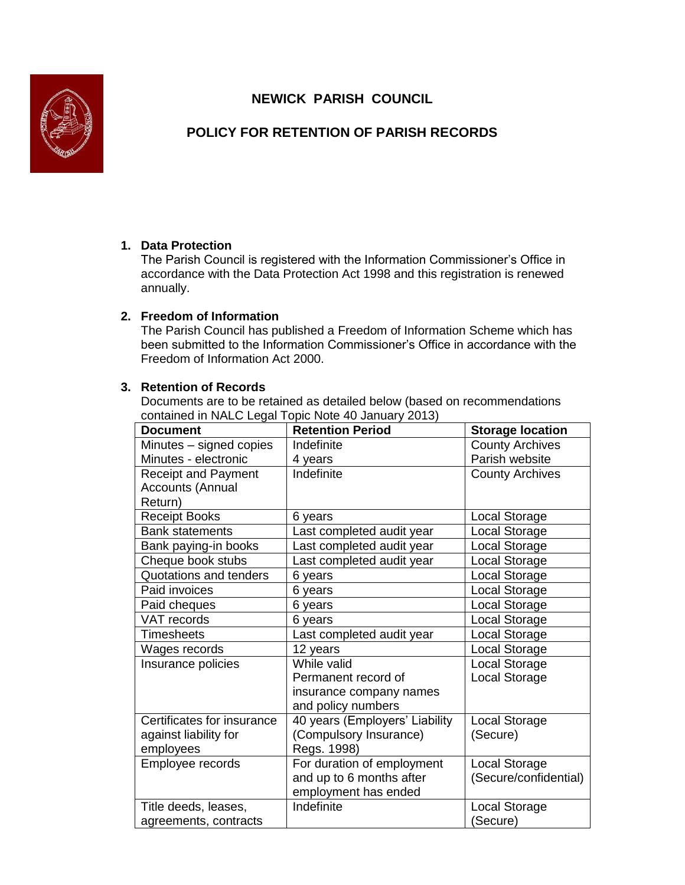# NEWICK PARISH COUNCIL

## POLICY FOR RETENTION OF PARISH RECORDS

1. **Data Protection**
   The Parish Council is registered with the Information Commissioner's Office in accordance with the Data Protection Act 1998 and this registration is renewed annually.

2. **Freedom of Information**
   The Parish Council has published a Freedom of Information Scheme which has been submitted to the Information Commissioner's Office in accordance with the Freedom of Information Act 2000.

3. **Retention of Records**
   Documents are to be retained as detailed below (based on recommendations contained in NALC Legal Topic Note 40 January 2013)

| Document | Retention Period | Storage location |
|---|---|---|
| Minutes – signed copies<br>Minutes - electronic | Indefinite<br>4 years | County Archives<br>Parish website |
| Receipt and Payment Accounts (Annual Return) | Indefinite | County Archives |
| Receipt Books | 6 years | Local Storage |
| Bank statements | Last completed audit year | Local Storage |
| Bank paying-in books | Last completed audit year | Local Storage |
| Cheque book stubs | Last completed audit year | Local Storage |
| Quotations and tenders | 6 years | Local Storage |
| Paid invoices | 6 years | Local Storage |
| Paid cheques | 6 years | Local Storage |
| VAT records | 6 years | Local Storage |
| Timesheets | Last completed audit year | Local Storage |
| Wages records | 12 years | Local Storage |
| Insurance policies | While valid<br>Permanent record of insurance company names and policy numbers | Local Storage<br>Local Storage |
| Certificates for insurance against liability for employees | 40 years (Employers' Liability (Compulsory Insurance) Regs. 1998) | Local Storage (Secure) |
| Employee records | For duration of employment and up to 6 months after employment has ended | Local Storage (Secure/confidential) |
| Title deeds, leases, agreements, contracts | Indefinite | Local Storage (Secure) |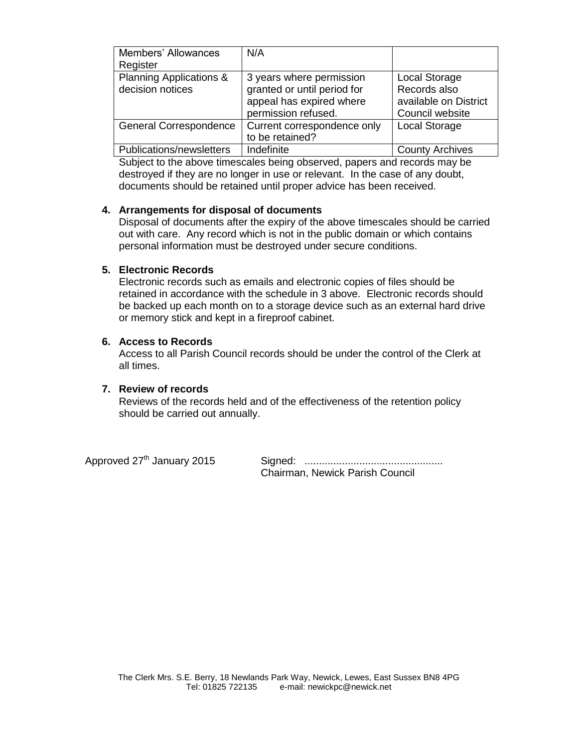| | | |
|---|---|---|
| Members' Allowances Register | N/A | |
| Planning Applications & decision notices | 3 years where permission granted or until period for appeal has expired where permission refused. | Local Storage Records also available on District Council website |
| General Correspondence | Current correspondence only to be retained? | Local Storage |
| Publications/newsletters | Indefinite | County Archives |

Subject to the above timescales being observed, papers and records may be destroyed if they are no longer in use or relevant. In the case of any doubt, documents should be retained until proper advice has been received.

**4. Arrangements for disposal of documents**

Disposal of documents after the expiry of the above timescales should be carried out with care. Any record which is not in the public domain or which contains personal information must be destroyed under secure conditions.

**5. Electronic Records**

Electronic records such as emails and electronic copies of files should be retained in accordance with the schedule in 3 above. Electronic records should be backed up each month on to a storage device such as an external hard drive or memory stick and kept in a fireproof cabinet.

**6. Access to Records**

Access to all Parish Council records should be under the control of the Clerk at all times.

**7. Review of records**

Reviews of the records held and of the effectiveness of the retention policy should be carried out annually.

Approved 27th January 2015

Signed: ...............................................
Chairman, Newick Parish Council

The Clerk Mrs. S.E. Berry, 18 Newlands Park Way, Newick, Lewes, East Sussex BN8 4PG
Tel: 01825 722135 e-mail: newickpc@newick.net